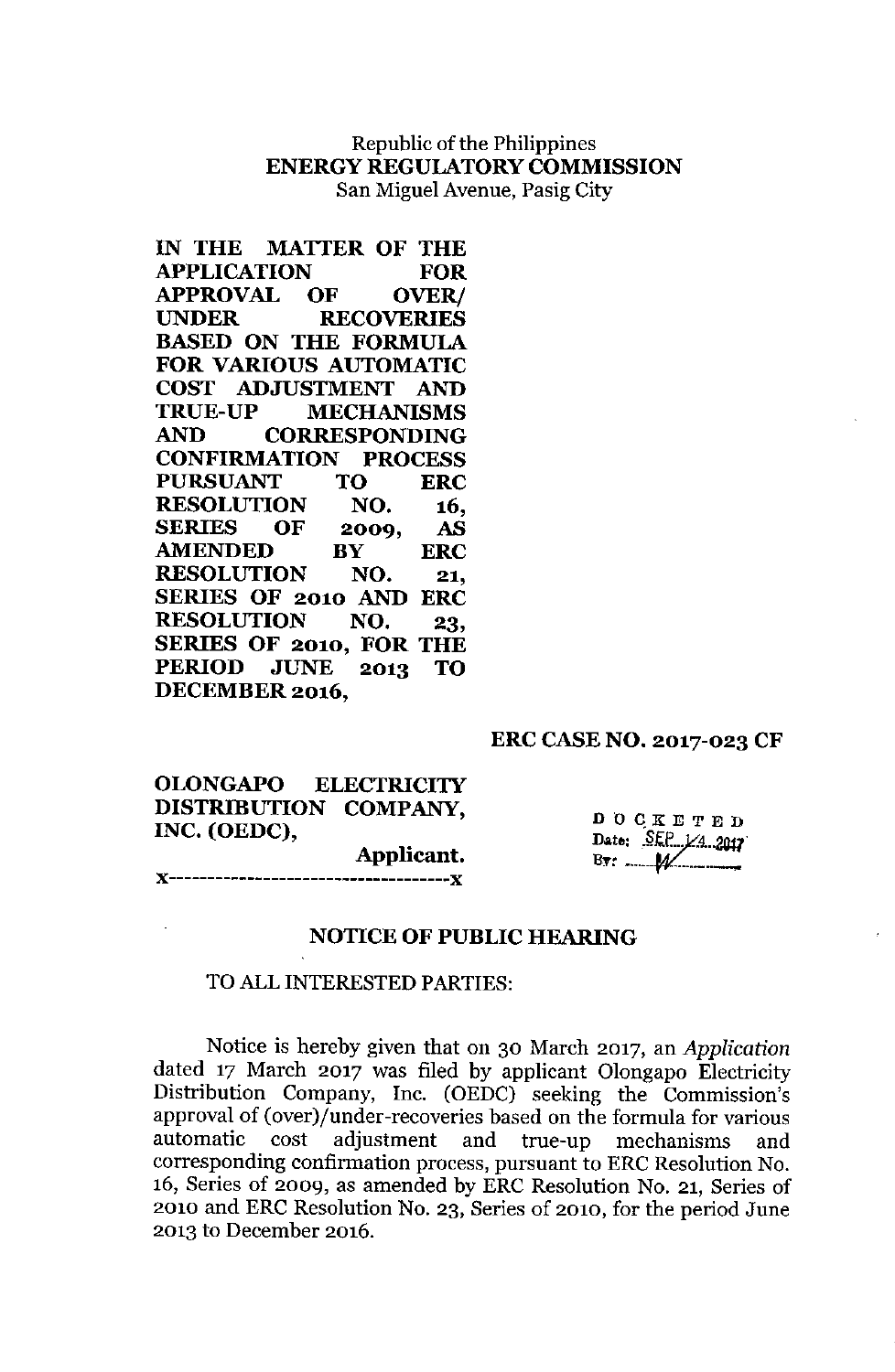Republic of the Philippines
**ENERGY REGULATORY COMMISSION**
San Miguel Avenue, Pasig City

**IN THE MATTER OF THE APPLICATION FOR APPROVAL OF OVER/ UNDER RECOVERIES BASED ON THE FORMULA FOR VARIOUS AUTOMATIC COST ADJUSTMENT AND TRUE-UP MECHANISMS AND CORRESPONDING CONFIRMATION PROCESS PURSUANT TO ERC RESOLUTION NO. 16, SERIES OF 2009, AS AMENDED BY ERC RESOLUTION NO. 21, SERIES OF 2010 AND ERC RESOLUTION NO. 23, SERIES OF 2010, FOR THE PERIOD JUNE 2013 TO DECEMBER 2016,**

**ERC CASE NO. 2017-023 CF**

**OLONGAPO ELECTRICITY DISTRIBUTION COMPANY, INC. (OEDC),**
**Applicant.**
x-------------------------------------x

DOCKETED
Date: SEP 14 2017
By: W

## NOTICE OF PUBLIC HEARING

TO ALL INTERESTED PARTIES:

Notice is hereby given that on 30 March 2017, an *Application* dated 17 March 2017 was filed by applicant Olongapo Electricity Distribution Company, Inc. (OEDC) seeking the Commission's approval of (over)/under-recoveries based on the formula for various automatic cost adjustment and true-up mechanisms and corresponding confirmation process, pursuant to ERC Resolution No. 16, Series of 2009, as amended by ERC Resolution No. 21, Series of 2010 and ERC Resolution No. 23, Series of 2010, for the period June 2013 to December 2016.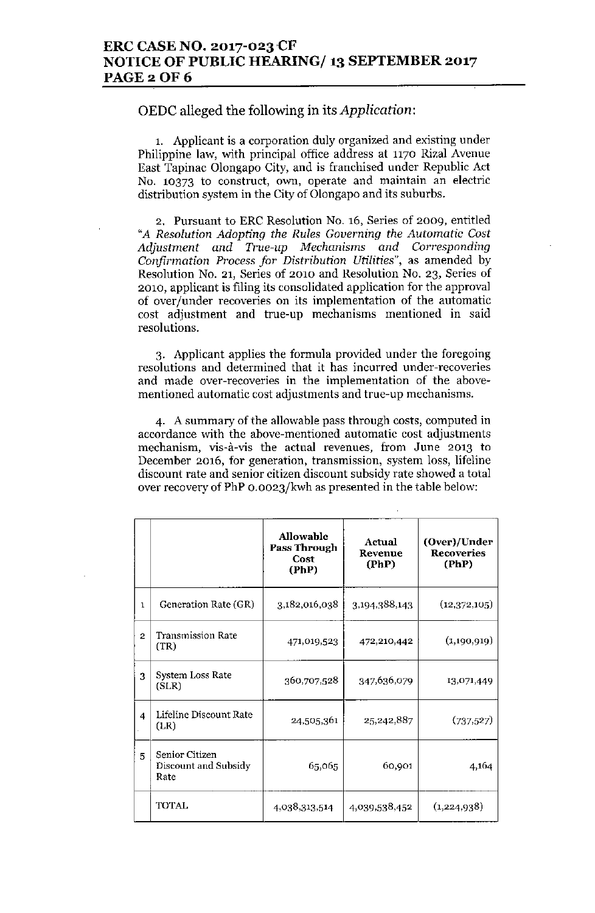OEDC alleged the following in its *Application*:

1. Applicant is a corporation duly organized and existing under Philippine law, with principal office address at 1170 Rizal Avenue East Tapinac Olongapo City, and is franchised under Republic Act No. 10373 to construct, own, operate and maintain an electric distribution system in the City of Olongapo and its suburbs.

2. Pursuant to ERC Resolution No. 16, Series of 2009, entitled "*A Resolution Adopting the Rules Governing the Automatic Cost Adjustment and True-up Mechanisms and Corresponding Confirmation Process for Distribution Utilities*", as amended by Resolution No. 21, Series of 2010 and Resolution No. 23, Series of 2010, applicant is filing its consolidated application for the approval of over/under recoveries on its implementation of the automatic cost adjustment and true-up mechanisms mentioned in said resolutions.

3. Applicant applies the formula provided under the foregoing resolutions and determined that it has incurred under-recoveries and made over-recoveries in the implementation of the above-mentioned automatic cost adjustments and true-up mechanisms.

4. A summary of the allowable pass through costs, computed in accordance with the above-mentioned automatic cost adjustments mechanism, vis-à-vis the actual revenues, from June 2013 to December 2016, for generation, transmission, system loss, lifeline discount rate and senior citizen discount subsidy rate showed a total over recovery of PhP 0.0023/kwh as presented in the table below:

| | | Allowable Pass Through Cost (PhP) | Actual Revenue (PhP) | (Over)/Under Recoveries (PhP) |
|---|---|---|---|---|
| 1 | Generation Rate (GR) | 3,182,016,038 | 3,194,388,143 | (12,372,105) |
| 2 | Transmission Rate (TR) | 471,019,523 | 472,210,442 | (1,190,919) |
| 3 | System Loss Rate (SLR) | 360,707,528 | 347,636,079 | 13,071,449 |
| 4 | Lifeline Discount Rate (LR) | 24,505,361 | 25,242,887 | (737,527) |
| 5 | Senior Citizen Discount and Subsidy Rate | 65,065 | 60,901 | 4,164 |
| | TOTAL | 4,038,313,514 | 4,039,538,452 | (1,224,938) |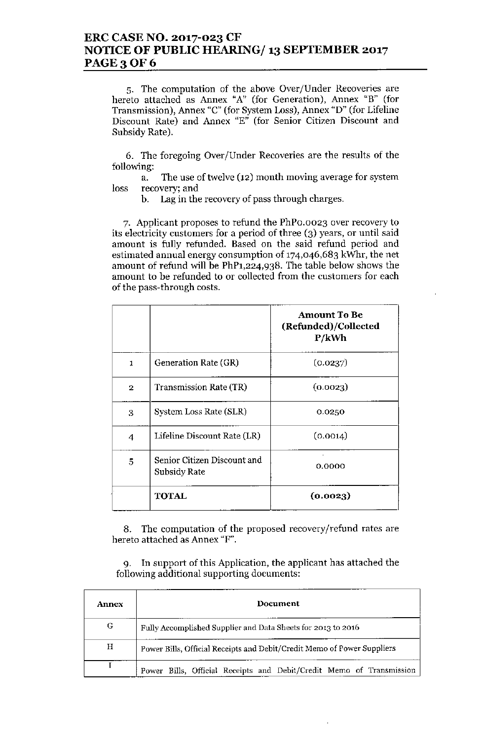5. The computation of the above Over/Under Recoveries are hereto attached as Annex "A" (for Generation), Annex "B" (for Transmission), Annex "C" (for System Loss), Annex "D" (for Lifeline Discount Rate) and Annex "E" (for Senior Citizen Discount and Subsidy Rate).

6. The foregoing Over/Under Recoveries are the results of the following:

a. The use of twelve (12) month moving average for system loss recovery; and

b. Lag in the recovery of pass through charges.

7. Applicant proposes to refund the PhP0.0023 over recovery to its electricity customers for a period of three (3) years, or until said amount is fully refunded. Based on the said refund period and estimated annual energy consumption of 174,046,683 kWhr, the net amount of refund will be PhP1,224,938. The table below shows the amount to be refunded to or collected from the customers for each of the pass-through costs.

| | | Amount To Be (Refunded)/Collected P/kWh |
|---|---|---|
| 1 | Generation Rate (GR) | (0.0237) |
| 2 | Transmission Rate (TR) | (0.0023) |
| 3 | System Loss Rate (SLR) | 0.0250 |
| 4 | Lifeline Discount Rate (LR) | (0.0014) |
| 5 | Senior Citizen Discount and Subsidy Rate | 0.0000 |
| | **TOTAL** | **(0.0023)** |

8. The computation of the proposed recovery/refund rates are hereto attached as Annex "F".

9. In support of this Application, the applicant has attached the following additional supporting documents:

| Annex | Document |
|---|---|
| G | Fully Accomplished Supplier and Data Sheets for 2013 to 2016 |
| H | Power Bills, Official Receipts and Debit/Credit Memo of Power Suppliers |
| I | Power Bills, Official Receipts and Debit/Credit Memo of Transmission |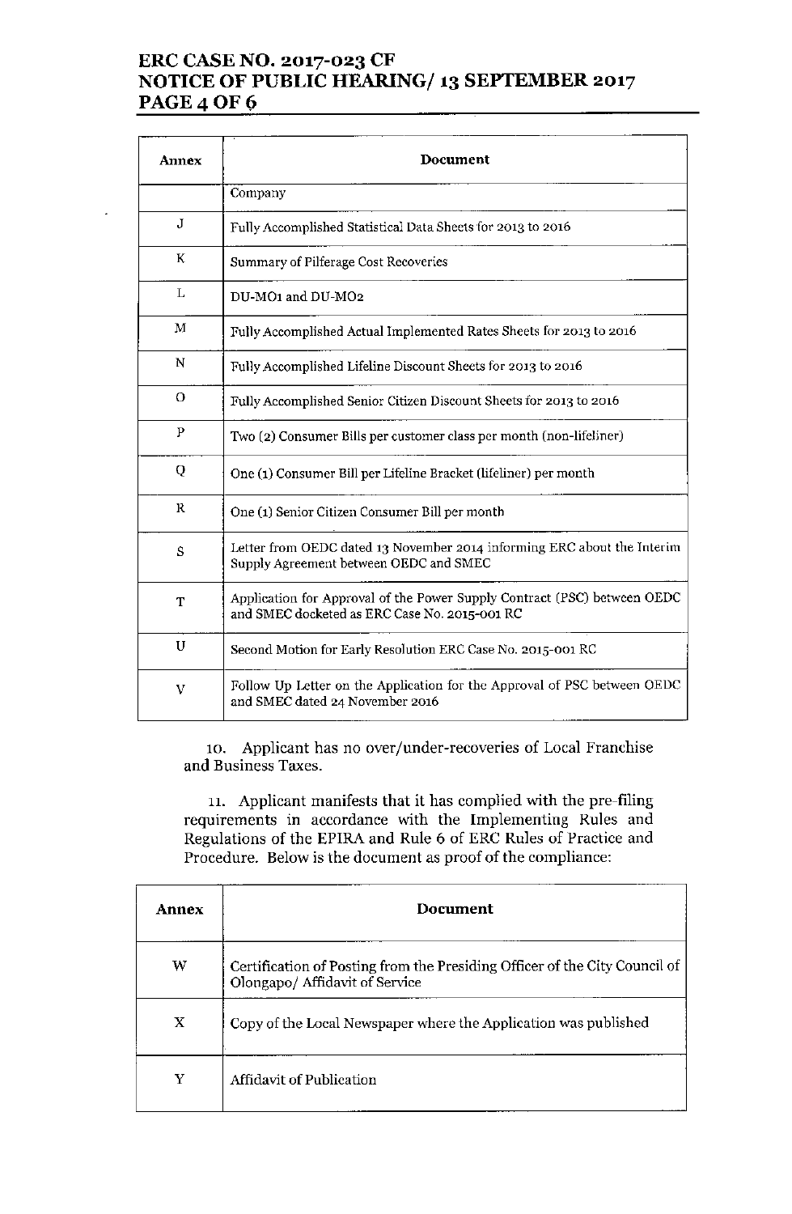| Annex | Document |
|---|---|
| | Company |
| J | Fully Accomplished Statistical Data Sheets for 2013 to 2016 |
| K | Summary of Pilferage Cost Recoveries |
| L | DU-MO1 and DU-MO2 |
| M | Fully Accomplished Actual Implemented Rates Sheets for 2013 to 2016 |
| N | Fully Accomplished Lifeline Discount Sheets for 2013 to 2016 |
| O | Fully Accomplished Senior Citizen Discount Sheets for 2013 to 2016 |
| P | Two (2) Consumer Bills per customer class per month (non-lifeliner) |
| Q | One (1) Consumer Bill per Lifeline Bracket (lifeliner) per month |
| R | One (1) Senior Citizen Consumer Bill per month |
| S | Letter from OEDC dated 13 November 2014 informing ERC about the Interim Supply Agreement between OEDC and SMEC |
| T | Application for Approval of the Power Supply Contract (PSC) between OEDC and SMEC docketed as ERC Case No. 2015-001 RC |
| U | Second Motion for Early Resolution ERC Case No. 2015-001 RC |
| V | Follow Up Letter on the Application for the Approval of PSC between OEDC and SMEC dated 24 November 2016 |

10. Applicant has no over/under-recoveries of Local Franchise and Business Taxes.

11. Applicant manifests that it has complied with the pre-filing requirements in accordance with the Implementing Rules and Regulations of the EPIRA and Rule 6 of ERC Rules of Practice and Procedure. Below is the document as proof of the compliance:

| Annex | Document |
|---|---|
| W | Certification of Posting from the Presiding Officer of the City Council of Olongapo/ Affidavit of Service |
| X | Copy of the Local Newspaper where the Application was published |
| Y | Affidavit of Publication |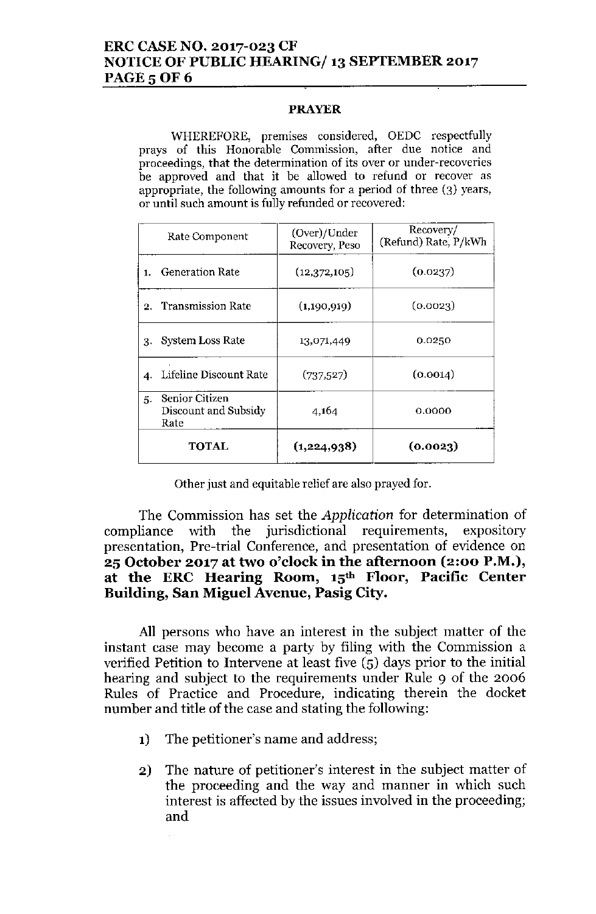## PRAYER

WHEREFORE, premises considered, OEDC respectfully prays of this Honorable Commission, after due notice and proceedings, that the determination of its over or under-recoveries be approved and that it be allowed to refund or recover as appropriate, the following amounts for a period of three (3) years, or until such amount is fully refunded or recovered:

| Rate Component | (Over)/Under Recovery, Peso | Recovery/ (Refund) Rate, P/kWh |
|---|---|---|
| 1. Generation Rate | (12,372,105) | (0.0237) |
| 2. Transmission Rate | (1,190,919) | (0.0023) |
| 3. System Loss Rate | 13,071,449 | 0.0250 |
| 4. Lifeline Discount Rate | (737,527) | (0.0014) |
| 5. Senior Citizen Discount and Subsidy Rate | 4,164 | 0.0000 |
| **TOTAL** | **(1,224,938)** | **(0.0023)** |

Other just and equitable relief are also prayed for.

The Commission has set the *Application* for determination of compliance with the jurisdictional requirements, expository presentation, Pre-trial Conference, and presentation of evidence on **25 October 2017 at two o'clock in the afternoon (2:00 P.M.), at the ERC Hearing Room, 15th Floor, Pacific Center Building, San Miguel Avenue, Pasig City.**

All persons who have an interest in the subject matter of the instant case may become a party by filing with the Commission a verified Petition to Intervene at least five (5) days prior to the initial hearing and subject to the requirements under Rule 9 of the 2006 Rules of Practice and Procedure, indicating therein the docket number and title of the case and stating the following:

1) The petitioner's name and address;

2) The nature of petitioner's interest in the subject matter of the proceeding and the way and manner in which such interest is affected by the issues involved in the proceeding; and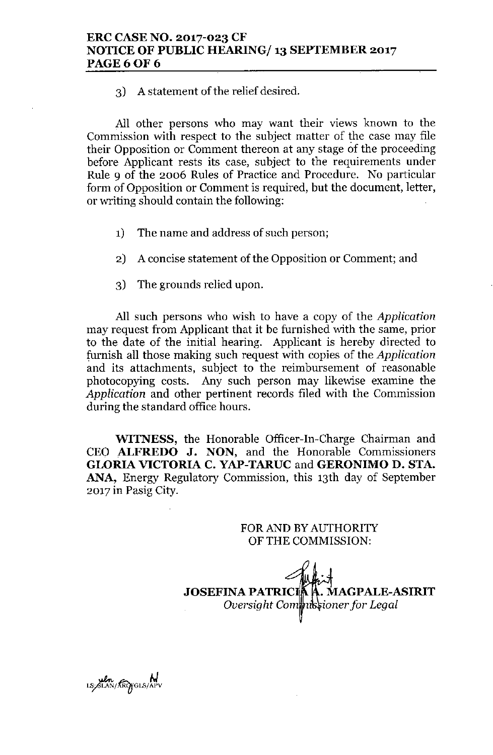3) A statement of the relief desired.

All other persons who may want their views known to the Commission with respect to the subject matter of the case may file their Opposition or Comment thereon at any stage of the proceeding before Applicant rests its case, subject to the requirements under Rule 9 of the 2006 Rules of Practice and Procedure. No particular form of Opposition or Comment is required, but the document, letter, or writing should contain the following:

1) The name and address of such person;

2) A concise statement of the Opposition or Comment; and

3) The grounds relied upon.

All such persons who wish to have a copy of the *Application* may request from Applicant that it be furnished with the same, prior to the date of the initial hearing. Applicant is hereby directed to furnish all those making such request with copies of the *Application* and its attachments, subject to the reimbursement of reasonable photocopying costs. Any such person may likewise examine the *Application* and other pertinent records filed with the Commission during the standard office hours.

**WITNESS**, the Honorable Officer-In-Charge Chairman and CEO **ALFREDO J. NON**, and the Honorable Commissioners **GLORIA VICTORIA C. YAP-TARUC** and **GERONIMO D. STA. ANA**, Energy Regulatory Commission, this 13th day of September 2017 in Pasig City.

FOR AND BY AUTHORITY
OF THE COMMISSION:

**JOSEFINA PATRICIA A. MAGPALE-ASIRIT**
*Oversight Commissioner for Legal*

LS/SLAN/ARG/GLS/APV